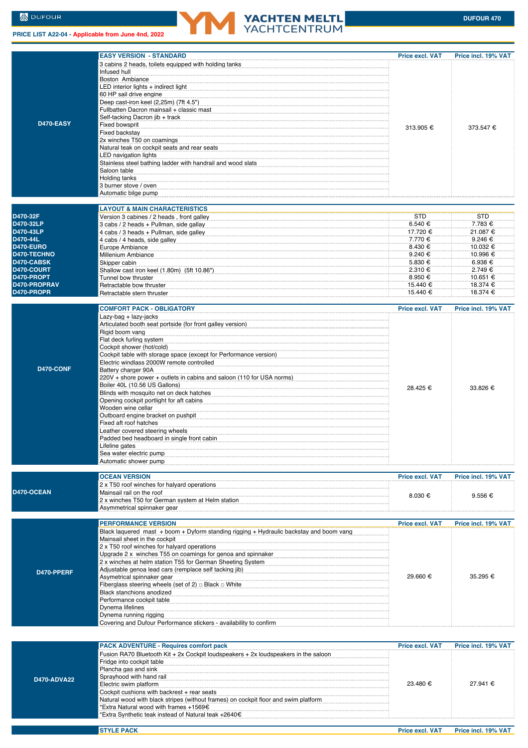DUFOUR

**PRICE LIST A22-04 - Applicable from June 4nd, 2022**

YACHTEN MELTL YACHTCENTRUM

**DUFOUR 470**

| Code | EASY VERSION - STANDARD | Price excl. VAT | Price incl. 19% VAT |
|---|---|---|---|
| D470-EASY | 3 cabins 2 heads, toilets equipped with holding tanks<br>Infused hull<br>Boston Ambiance<br>LED interior lights + indirect light<br>60 HP sail drive engine<br>Deep cast-iron keel (2,25m) (7ft 4.5")<br>Fullbatten Dacron mainsail + classic mast<br>Self-tacking Dacron jib + track<br>Fixed bowsprit<br>Fixed backstay<br>2x winches T50 on coamings<br>Natural teak on cockpit seats and rear seats<br>LED navigation lights<br>Stainless steel bathing ladder with handrail and wood slats<br>Saloon table<br>Holding tanks<br>3 burner stove / oven<br>Automatic bilge pump | 313.905 € | 373.547 € |

| Code | LAYOUT & MAIN CHARACTERISTICS | Price excl. VAT | Price incl. 19% VAT |
|---|---|---|---|
| D470-32F | Version 3 cabines / 2 heads , front galley | STD | STD |
| D470-32LP | 3 cabs / 2 heads + Pullman, side gallay | 6.540 € | 7.783 € |
| D470-43LP | 4 cabs / 3 heads + Pullman, side gallay | 17.720 € | 21.087 € |
| D470-44L | 4 cabs / 4 heads, side galley | 7.770 € | 9.246 € |
| D470-EURO | Europe Ambiance | 8.430 € | 10.032 € |
| D470-TECHNO | Millenium Ambiance | 9.240 € | 10.996 € |
| D470-CABSK | Skipper cabin | 5.830 € | 6.938 € |
| D470-COURT | Shallow cast iron keel (1.80m) (5ft 10.86") | 2.310 € | 2.749 € |
| D470-PROPT | Tunnel bow thruster | 8.950 € | 10.651 € |
| D470-PROPRAV | Retractable bow thruster | 15.440 € | 18.374 € |
| D470-PROPR | Retractable stern thruster | 15.440 € | 18.374 € |

| Code | COMFORT PACK - OBLIGATORY | Price excl. VAT | Price incl. 19% VAT |
|---|---|---|---|
| D470-CONF | Lazy-bag + lazy-jacks<br>Articulated booth seat portside (for front galley version)<br>Rigid boom vang<br>Flat deck furling system<br>Cockpit shower (hot/cold)<br>Cockpit table with storage space (except for Performance version)<br>Electric windlass 2000W remote controlled<br>Battery charger 90A<br>220V + shore power + outlets in cabins and saloon (110 for USA norms)<br>Boiler 40L (10.56 US Gallons)<br>Blinds with mosquito net on deck hatches<br>Opening cockpit portlight for aft cabins<br>Wooden wine cellar<br>Outboard engine bracket on pushpit<br>Fixed aft roof hatches<br>Leather covered steering wheels<br>Padded bed headboard in single front cabin<br>Lifeline gates<br>Sea water electric pump<br>Automatic shower pump | 28.425 € | 33.826 € |

| Code | OCEAN VERSION | Price excl. VAT | Price incl. 19% VAT |
|---|---|---|---|
| D470-OCEAN | 2 x T50 roof winches for halyard operations<br>Mainsail rail on the roof<br>2 x winches T50 for German system at Helm station<br>Asymmetrical spinnaker gear | 8.030 € | 9.556 € |

| Code | PERFORMANCE VERSION | Price excl. VAT | Price incl. 19% VAT |
|---|---|---|---|
| D470-PPERF | Black laquered mast + boom + Dyform standing rigging + Hydraulic backstay and boom vang<br>Mainsail sheet in the cockpit<br>2 x T50 roof winches for halyard operations<br>Upgrade 2 x winches T55 on coamings for genoa and spinnaker<br>2 x winches at helm station T55 for German Sheeting System<br>Adjustable genoa lead cars (remplace self tacking jib)<br>Asymetrical spinnaker gear<br>Fiberglass steering wheels (set of 2) □ Black □ White<br>Black stanchions anodized<br>Performance cockpit table<br>Dynema lifelines<br>Dynema running rigging<br>Covering and Dufour Performance stickers - availability to confirm | 29.660 € | 35.295 € |

| Code | PACK ADVENTURE - Requires comfort pack | Price excl. VAT | Price incl. 19% VAT |
|---|---|---|---|
| D470-ADVA22 | Fusion RA70 Bluetooth Kit + 2x Cockpit loudspeakers + 2x loudspeakers in the saloon<br>Fridge into cockpit table<br>Plancha gas and sink<br>Sprayhood with hand rail<br>Electric swim platform<br>Cockpit cushions with backrest + rear seats<br>Natural wood with black stripes (without frames) on cockpit floor and swim platform<br>*Extra Natural wood with frames +1569€<br>*Extra Synthetic teak instead of Natural teak +2640€ | 23.480 € | 27.941 € |

| Code | STYLE PACK | Price excl. VAT | Price incl. 19% VAT |
|---|---|---|---|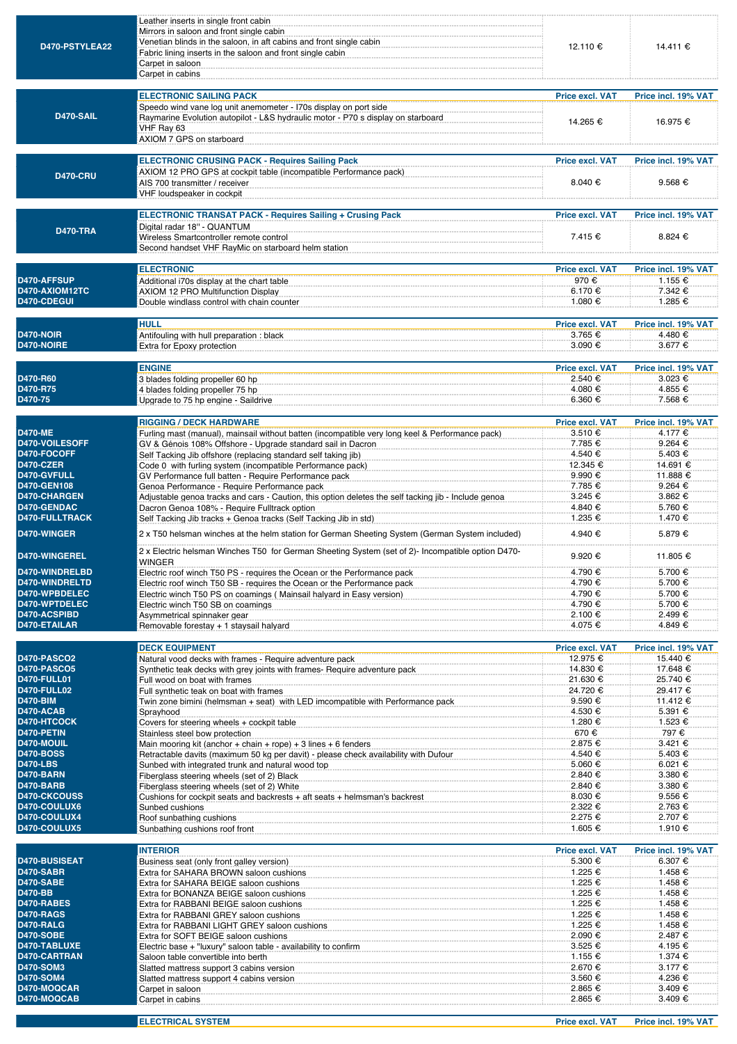| | | | |
|---|---|---|---|
| D470-PSTYLEA22 | Leather inserts in single front cabin<br>Mirrors in saloon and front single cabin<br>Venetian blinds in the saloon, in aft cabins and front single cabin<br>Fabric lining inserts in the saloon and front single cabin<br>Carpet in saloon<br>Carpet in cabins | 12.110 € | 14.411 € |

| | ELECTRONIC SAILING PACK | Price excl. VAT | Price incl. 19% VAT |
|---|---|---|---|
| D470-SAIL | Speedo wind vane log unit anemometer - I70s display on port side<br>Raymarine Evolution autopilot - L&S hydraulic motor - P70 s display on starboard<br>VHF Ray 63<br>AXIOM 7 GPS on starboard | 14.265 € | 16.975 € |

| | ELECTRONIC CRUSING PACK - Requires Sailing Pack | Price excl. VAT | Price incl. 19% VAT |
|---|---|---|---|
| D470-CRU | AXIOM 12 PRO GPS at cockpit table (incompatible Performance pack)<br>AIS 700 transmitter / receiver<br>VHF loudspeaker in cockpit | 8.040 € | 9.568 € |

| | ELECTRONIC TRANSAT PACK - Requires Sailing + Crusing Pack | Price excl. VAT | Price incl. 19% VAT |
|---|---|---|---|
| D470-TRA | Digital radar 18'' - QUANTUM<br>Wireless Smartcontroller remote control<br>Second handset VHF RayMic on starboard helm station | 7.415 € | 8.824 € |

| | ELECTRONIC | Price excl. VAT | Price incl. 19% VAT |
|---|---|---|---|
| D470-AFFSUP | Additional i70s display at the chart table | 970 € | 1.155 € |
| D470-AXIOM12TC | AXIOM 12 PRO Multifunction Display | 6.170 € | 7.342 € |
| D470-CDEGUI | Double windlass control with chain counter | 1.080 € | 1.285 € |

| | HULL | Price excl. VAT | Price incl. 19% VAT |
|---|---|---|---|
| D470-NOIR | Antifouling with hull preparation : black | 3.765 € | 4.480 € |
| D470-NOIRE | Extra for Epoxy protection | 3.090 € | 3.677 € |

| | ENGINE | Price excl. VAT | Price incl. 19% VAT |
|---|---|---|---|
| D470-R60 | 3 blades folding propeller 60 hp | 2.540 € | 3.023 € |
| D470-R75 | 4 blades folding propeller 75 hp | 4.080 € | 4.855 € |
| D470-75 | Upgrade to 75 hp engine - Saildrive | 6.360 € | 7.568 € |

| | RIGGING / DECK HARDWARE | Price excl. VAT | Price incl. 19% VAT |
|---|---|---|---|
| D470-ME | Furling mast (manual), mainsail without batten (incompatible very long keel & Performance pack) | 3.510 € | 4.177 € |
| D470-VOILESOFF | GV & Génois 108% Offshore - Upgrade standard sail in Dacron | 7.785 € | 9.264 € |
| D470-FOCOFF | Self Tacking Jib offshore (replacing standard self taking jib) | 4.540 € | 5.403 € |
| D470-CZER | Code 0 with furling system (incompatible Performance pack) | 12.345 € | 14.691 € |
| D470-GVFULL | GV Performance full batten - Require Performance pack | 9.990 € | 11.888 € |
| D470-GEN108 | Genoa Performance - Require Performance pack | 7.785 € | 9.264 € |
| D470-CHARGEN | Adjustable genoa tracks and cars - Caution, this option deletes the self tacking jib - Include genoa | 3.245 € | 3.862 € |
| D470-GENDAC | Dacron Genoa 108% - Require Fulltrack option | 4.840 € | 5.760 € |
| D470-FULLTRACK | Self Tacking Jib tracks + Genoa tracks (Self Tacking Jib in std) | 1.235 € | 1.470 € |
| D470-WINGER | 2 x T50 helsman winches at the helm station for German Sheeting System (German System included) | 4.940 € | 5.879 € |
| D470-WINGEREL | 2 x Electric helsman Winches T50 for German Sheeting System (set of 2)- Incompatible option D470-WINGER | 9.920 € | 11.805 € |
| D470-WINDRELBD | Electric roof winch T50 PS - requires the Ocean or the Performance pack | 4.790 € | 5.700 € |
| D470-WINDRELTD | Electric roof winch T50 SB - requires the Ocean or the Performance pack | 4.790 € | 5.700 € |
| D470-WPBDELEC | Electric winch T50 PS on coamings ( Mainsail halyard in Easy version) | 4.790 € | 5.700 € |
| D470-WPTDELEC | Electric winch T50 SB on coamings | 4.790 € | 5.700 € |
| D470-ACSPIBD | Asymmetrical spinnaker gear | 2.100 € | 2.499 € |
| D470-ETAILAR | Removable forestay + 1 staysail halyard | 4.075 € | 4.849 € |

| | DECK EQUIPMENT | Price excl. VAT | Price incl. 19% VAT |
|---|---|---|---|
| D470-PASCO2 | Natural vood decks with frames - Require adventure pack | 12.975 € | 15.440 € |
| D470-PASCO5 | Synthetic teak decks with grey joints with frames- Require adventure pack | 14.830 € | 17.648 € |
| D470-FULL01 | Full wood on boat with frames | 21.630 € | 25.740 € |
| D470-FULL02 | Full synthetic teak on boat with frames | 24.720 € | 29.417 € |
| D470-BIM | Twin zone bimini (helmsman + seat) with LED imcompatible with Performance pack | 9.590 € | 11.412 € |
| D470-ACAB | Sprayhood | 4.530 € | 5.391 € |
| D470-HTCOCK | Covers for steering wheels + cockpit table | 1.280 € | 1.523 € |
| D470-PETIN | Stainless steel bow protection | 670 € | 797 € |
| D470-MOUIL | Main mooring kit (anchor + chain + rope) + 3 lines + 6 fenders | 2.875 € | 3.421 € |
| D470-BOSS | Retractable davits (maximum 50 kg per davit) - please check availability with Dufour | 4.540 € | 5.403 € |
| D470-LBS | Sunbed with integrated trunk and natural wood top | 5.060 € | 6.021 € |
| D470-BARN | Fiberglass steering wheels (set of 2) Black | 2.840 € | 3.380 € |
| D470-BARB | Fiberglass steering wheels (set of 2) White | 2.840 € | 3.380 € |
| D470-CKCOUSS | Cushions for cockpit seats and backrests + aft seats + helmsman's backrest | 8.030 € | 9.556 € |
| D470-COULUX6 | Sunbed cushions | 2.322 € | 2.763 € |
| D470-COULUX4 | Roof sunbathing cushions | 2.275 € | 2.707 € |
| D470-COULUX5 | Sunbathing cushions roof front | 1.605 € | 1.910 € |

| | INTERIOR | Price excl. VAT | Price incl. 19% VAT |
|---|---|---|---|
| D470-BUSISEAT | Business seat (only front galley version) | 5.300 € | 6.307 € |
| D470-SABR | Extra for SAHARA BROWN saloon cushions | 1.225 € | 1.458 € |
| D470-SABE | Extra for SAHARA BEIGE saloon cushions | 1.225 € | 1.458 € |
| D470-BB | Extra for BONANZA BEIGE saloon cushions | 1.225 € | 1.458 € |
| D470-RABES | Extra for RABBANI BEIGE saloon cushions | 1.225 € | 1.458 € |
| D470-RAGS | Extra for RABBANI GREY saloon cushions | 1.225 € | 1.458 € |
| D470-RALG | Extra for RABBANI LIGHT GREY saloon cushions | 1.225 € | 1.458 € |
| D470-SOBE | Extra for SOFT BEIGE saloon cushions | 2.090 € | 2.487 € |
| D470-TABLUXE | Electric base + "luxury" saloon table - availability to confirm | 3.525 € | 4.195 € |
| D470-CARTRAN | Saloon table convertible into berth | 1.155 € | 1.374 € |
| D470-SOM3 | Slatted mattress support 3 cabins version | 2.670 € | 3.177 € |
| D470-SOM4 | Slatted mattress support 4 cabins version | 3.560 € | 4.236 € |
| D470-MOQCAR | Carpet in saloon | 2.865 € | 3.409 € |
| D470-MOQCAB | Carpet in cabins | 2.865 € | 3.409 € |

| | ELECTRICAL SYSTEM | Price excl. VAT | Price incl. 19% VAT |
|---|---|---|---|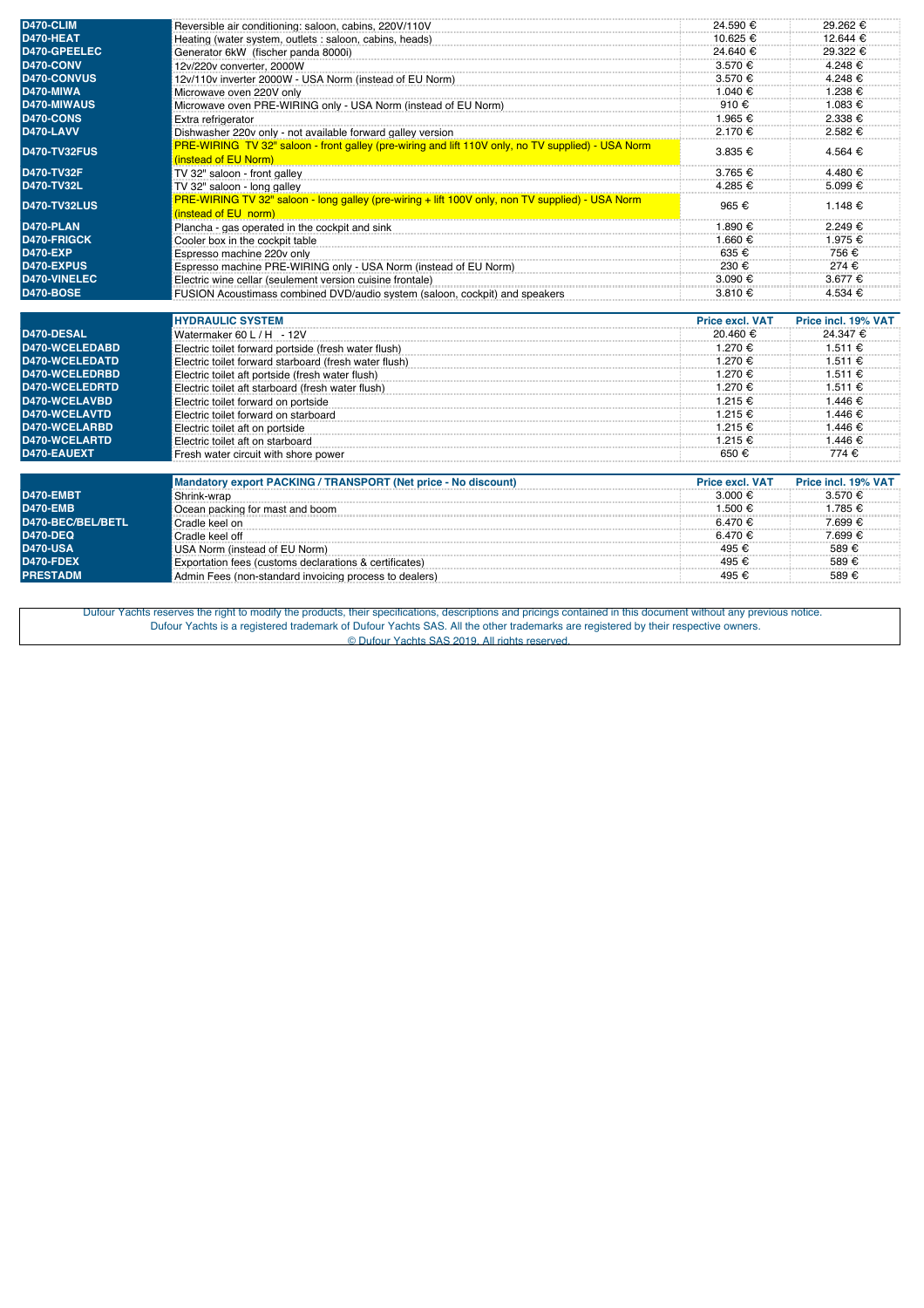| | | | |
|---|---|---|---|
| D470-CLIM | Reversible air conditioning: saloon, cabins, 220V/110V | 24.590 € | 29.262 € |
| D470-HEAT | Heating (water system, outlets : saloon, cabins, heads) | 10.625 € | 12.644 € |
| D470-GPEELEC | Generator 6kW (fischer panda 8000i) | 24.640 € | 29.322 € |
| D470-CONV | 12v/220v converter, 2000W | 3.570 € | 4.248 € |
| D470-CONVUS | 12v/110v inverter 2000W - USA Norm (instead of EU Norm) | 3.570 € | 4.248 € |
| D470-MIWA | Microwave oven 220V only | 1.040 € | 1.238 € |
| D470-MIWAUS | Microwave oven PRE-WIRING only - USA Norm (instead of EU Norm) | 910 € | 1.083 € |
| D470-CONS | Extra refrigerator | 1.965 € | 2.338 € |
| D470-LAVV | Dishwasher 220v only - not available forward galley version | 2.170 € | 2.582 € |
| D470-TV32FUS | PRE-WIRING TV 32" saloon - front galley (pre-wiring and lift 110V only, no TV supplied) - USA Norm (instead of EU Norm) | 3.835 € | 4.564 € |
| D470-TV32F | TV 32" saloon - front galley | 3.765 € | 4.480 € |
| D470-TV32L | TV 32" saloon - long galley | 4.285 € | 5.099 € |
| D470-TV32LUS | PRE-WIRING TV 32" saloon - long galley (pre-wiring + lift 100V only, non TV supplied) - USA Norm (instead of EU norm) | 965 € | 1.148 € |
| D470-PLAN | Plancha - gas operated in the cockpit and sink | 1.890 € | 2.249 € |
| D470-FRIGCK | Cooler box in the cockpit table | 1.660 € | 1.975 € |
| D470-EXP | Espresso machine 220v only | 635 € | 756 € |
| D470-EXPUS | Espresso machine PRE-WIRING only - USA Norm (instead of EU Norm) | 230 € | 274 € |
| D470-VINELEC | Electric wine cellar (seulement version cuisine frontale) | 3.090 € | 3.677 € |
| D470-BOSE | FUSION Acoustimass combined DVD/audio system (saloon, cockpit) and speakers | 3.810 € | 4.534 € |

| | HYDRAULIC SYSTEM | Price excl. VAT | Price incl. 19% VAT |
|---|---|---|---|
| D470-DESAL | Watermaker 60 L / H - 12V | 20.460 € | 24.347 € |
| D470-WCELEDABD | Electric toilet forward portside (fresh water flush) | 1.270 € | 1.511 € |
| D470-WCELEDATD | Electric toilet forward starboard (fresh water flush) | 1.270 € | 1.511 € |
| D470-WCELEDRBD | Electric toilet aft portside (fresh water flush) | 1.270 € | 1.511 € |
| D470-WCELEDRTD | Electric toilet aft starboard (fresh water flush) | 1.270 € | 1.511 € |
| D470-WCELAVBD | Electric toilet forward on portside | 1.215 € | 1.446 € |
| D470-WCELAVTD | Electric toilet forward on starboard | 1.215 € | 1.446 € |
| D470-WCELARBD | Electric toilet aft on portside | 1.215 € | 1.446 € |
| D470-WCELARTD | Electric toilet aft on starboard | 1.215 € | 1.446 € |
| D470-EAUEXT | Fresh water circuit with shore power | 650 € | 774 € |

| | Mandatory export PACKING / TRANSPORT (Net price - No discount) | Price excl. VAT | Price incl. 19% VAT |
|---|---|---|---|
| D470-EMBT | Shrink-wrap | 3.000 € | 3.570 € |
| D470-EMB | Ocean packing for mast and boom | 1.500 € | 1.785 € |
| D470-BEC/BEL/BETL | Cradle keel on | 6.470 € | 7.699 € |
| D470-DEQ | Cradle keel off | 6.470 € | 7.699 € |
| D470-USA | USA Norm (instead of EU Norm) | 495 € | 589 € |
| D470-FDEX | Exportation fees (customs declarations & certificates) | 495 € | 589 € |
| PRESTADM | Admin Fees (non-standard invoicing process to dealers) | 495 € | 589 € |

Dufour Yachts reserves the right to modify the products, their specifications, descriptions and pricings contained in this document without any previous notice.
Dufour Yachts is a registered trademark of Dufour Yachts SAS. All the other trademarks are registered by their respective owners.
© Dufour Yachts SAS 2019. All rights reserved.